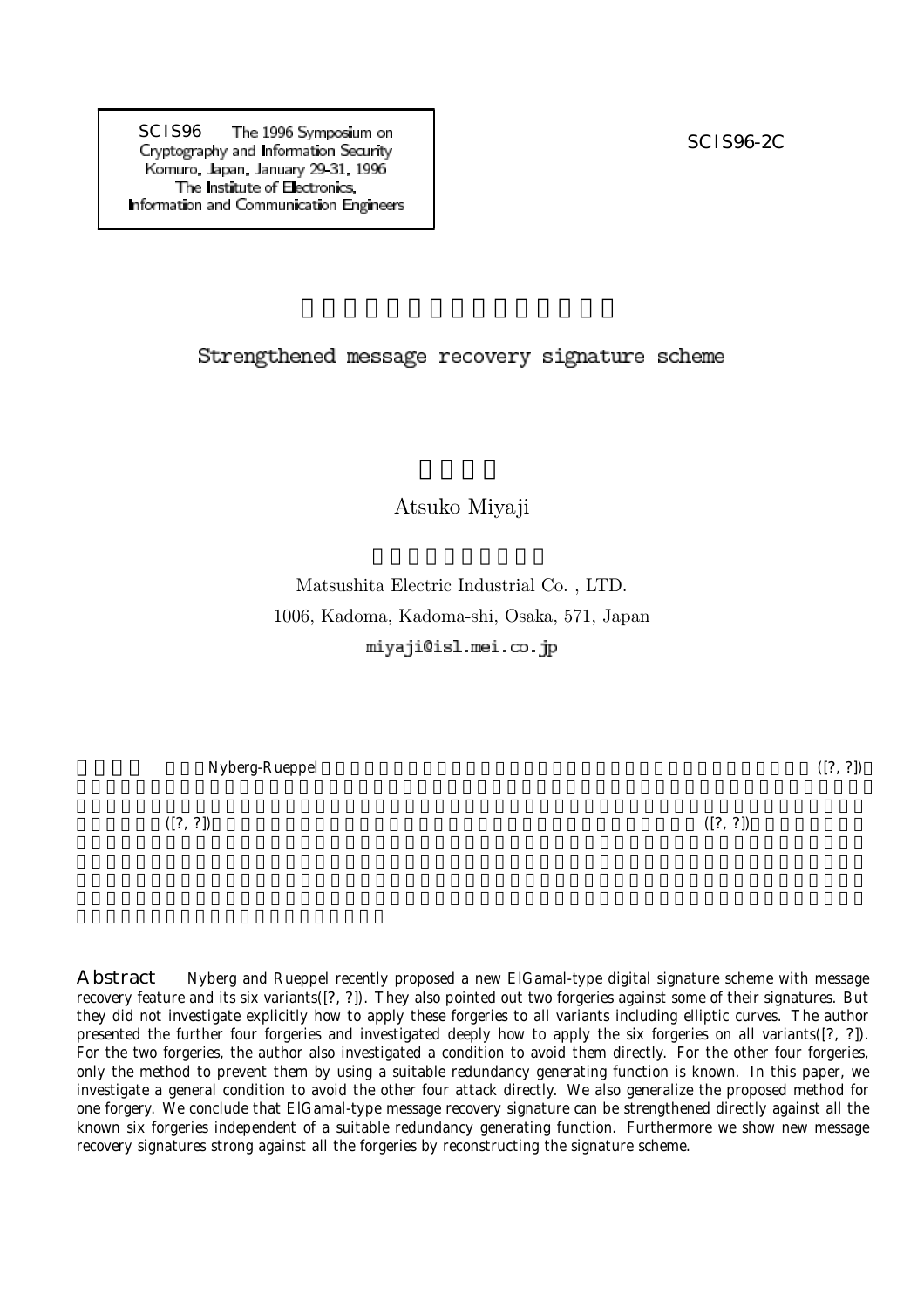SCIS96 The 1996 Symposium on Cryptography and Information Security
Komuro, Japan, January 29-31, 1996
The Institute of Electronics, Information and Communication Engineers

SCIS96-2C

# Strengthened message recovery signature scheme

Atsuko Miyaji

Matsushita Electric Industrial Co. , LTD.
1006, Kadoma, Kadoma-shi, Osaka, 571, Japan
miyaji@isl.mei.co.jp

**Abstract** Nyberg and Rueppel recently proposed a new ElGamal-type digital signature scheme with message recovery feature and its six variants([?, ?]). They also pointed out two forgeries against some of their signatures. But they did not investigate explicitly how to apply these forgeries to all variants including elliptic curves. The author presented the further four forgeries and investigated deeply how to apply the six forgeries on all variants([?, ?]). For the two forgeries, the author also investigated a condition to avoid them directly. For the other four forgeries, only the method to prevent them by using a suitable redundancy generating function is known. In this paper, we investigate a general condition to avoid the other four attack directly. We also generalize the proposed method for one forgery. We conclude that ElGamal-type message recovery signature can be strengthened directly against all the known six forgeries independent of a suitable redundancy generating function. Furthermore we show new message recovery signatures strong against all the forgeries by reconstructing the signature scheme.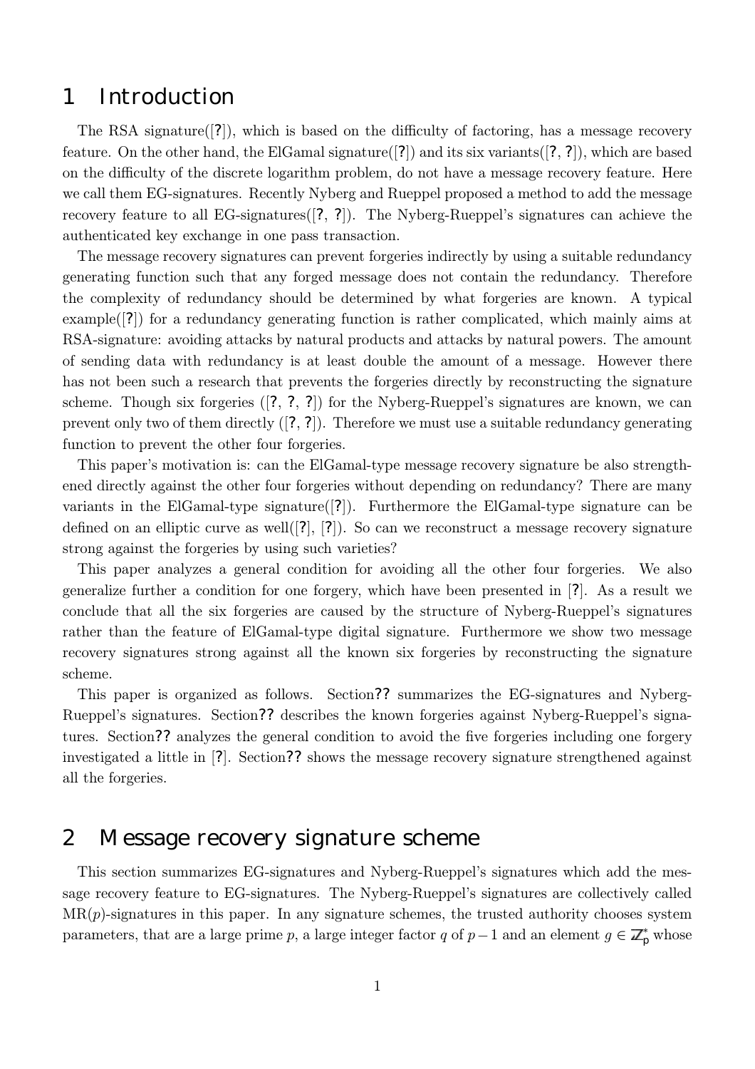# 1 Introduction

The RSA signature([?]), which is based on the difficulty of factoring, has a message recovery feature. On the other hand, the ElGamal signature([?]) and its six variants([?, ?]), which are based on the difficulty of the discrete logarithm problem, do not have a message recovery feature. Here we call them EG-signatures. Recently Nyberg and Rueppel proposed a method to add the message recovery feature to all EG-signatures([?, ?]). The Nyberg-Rueppel's signatures can achieve the authenticated key exchange in one pass transaction.

The message recovery signatures can prevent forgeries indirectly by using a suitable redundancy generating function such that any forged message does not contain the redundancy. Therefore the complexity of redundancy should be determined by what forgeries are known. A typical example([?]) for a redundancy generating function is rather complicated, which mainly aims at RSA-signature: avoiding attacks by natural products and attacks by natural powers. The amount of sending data with redundancy is at least double the amount of a message. However there has not been such a research that prevents the forgeries directly by reconstructing the signature scheme. Though six forgeries ([?, ?, ?]) for the Nyberg-Rueppel's signatures are known, we can prevent only two of them directly ([?, ?]). Therefore we must use a suitable redundancy generating function to prevent the other four forgeries.

This paper's motivation is: can the ElGamal-type message recovery signature be also strengthened directly against the other four forgeries without depending on redundancy? There are many variants in the ElGamal-type signature([?]). Furthermore the ElGamal-type signature can be defined on an elliptic curve as well([?], [?]). So can we reconstruct a message recovery signature strong against the forgeries by using such varieties?

This paper analyzes a general condition for avoiding all the other four forgeries. We also generalize further a condition for one forgery, which have been presented in [?]. As a result we conclude that all the six forgeries are caused by the structure of Nyberg-Rueppel's signatures rather than the feature of ElGamal-type digital signature. Furthermore we show two message recovery signatures strong against all the known six forgeries by reconstructing the signature scheme.

This paper is organized as follows. Section?? summarizes the EG-signatures and Nyberg-Rueppel's signatures. Section?? describes the known forgeries against Nyberg-Rueppel's signatures. Section?? analyzes the general condition to avoid the five forgeries including one forgery investigated a little in [?]. Section?? shows the message recovery signature strengthened against all the forgeries.

# 2 Message recovery signature scheme

This section summarizes EG-signatures and Nyberg-Rueppel's signatures which add the message recovery feature to EG-signatures. The Nyberg-Rueppel's signatures are collectively called MR($p$)-signatures in this paper. In any signature schemes, the trusted authority chooses system parameters, that are a large prime $p$, a large integer factor $q$ of $p-1$ and an element $g \in \mathbb{Z}_p^*$ whose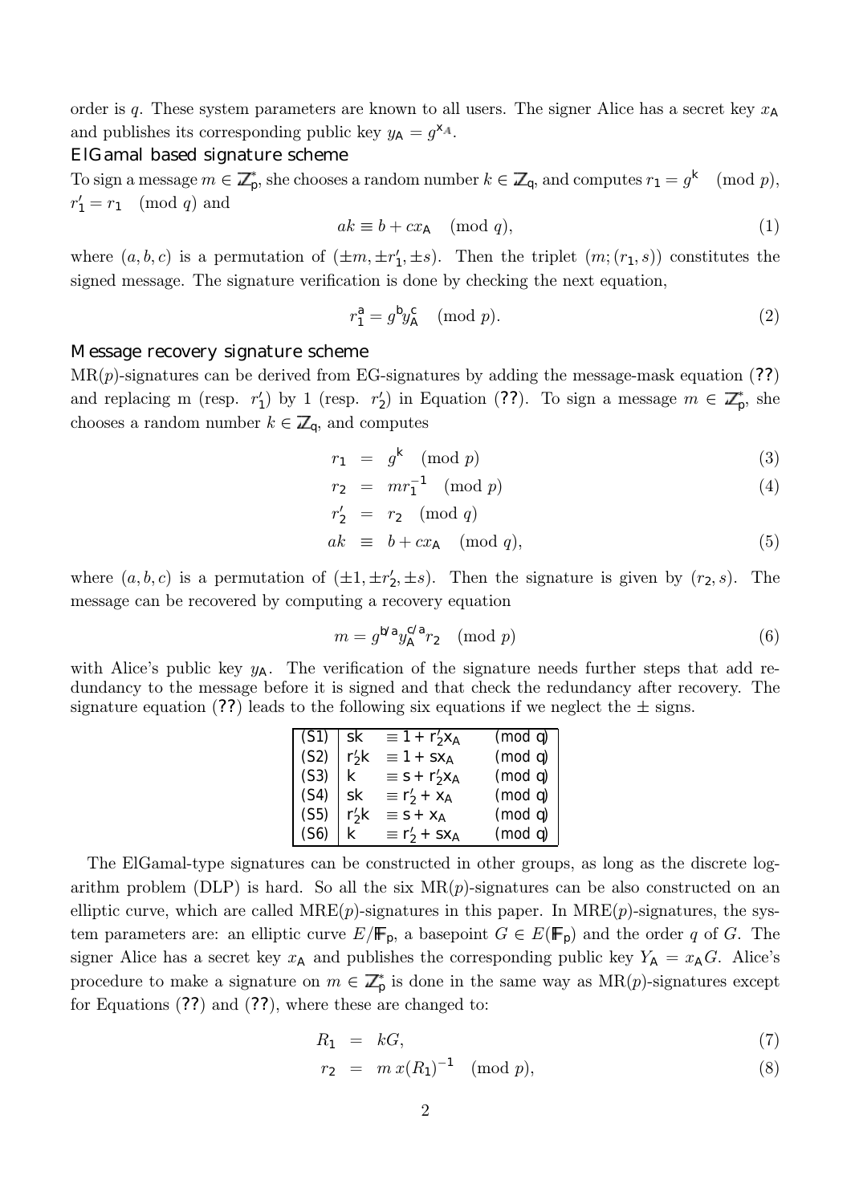order is $q$. These system parameters are known to all users. The signer Alice has a secret key $x_A$ and publishes its corresponding public key $y_A = g^{x_A}$.

### ElGamal based signature scheme

To sign a message $m \in \mathbb{Z}_p^*$, she chooses a random number $k \in \mathbb{Z}_q$, and computes $r_1 = g^k \pmod p$, $r_1' = r_1 \pmod q$ and

$$ak \equiv b + cx_A \pmod q, \tag{1}$$

where $(a, b, c)$ is a permutation of $(\pm m, \pm r_1', \pm s)$. Then the triplet $(m; (r_1, s))$ constitutes the signed message. The signature verification is done by checking the next equation,

$$r_1^a = g^b y_A^c \pmod p. \tag{2}$$

### Message recovery signature scheme

MR($p$)-signatures can be derived from EG-signatures by adding the message-mask equation (??) and replacing m (resp. $r_1'$) by 1 (resp. $r_2'$) in Equation (??). To sign a message $m \in \mathbb{Z}_p^*$, she chooses a random number $k \in \mathbb{Z}_q$, and computes

$$r_1 = g^k \pmod p \tag{3}$$

$$r_2 = mr_1^{-1} \pmod p \tag{4}$$

$$r_2' = r_2 \pmod q$$

$$ak \equiv b + cx_A \pmod q, \tag{5}$$

where $(a, b, c)$ is a permutation of $(\pm 1, \pm r_2', \pm s)$. Then the signature is given by $(r_2, s)$. The message can be recovered by computing a recovery equation

$$m = g^{b/a} y_A^{c/a} r_2 \pmod p \tag{6}$$

with Alice's public key $y_A$. The verification of the signature needs further steps that add redundancy to the message before it is signed and that check the redundancy after recovery. The signature equation (??) leads to the following six equations if we neglect the $\pm$ signs.

| | | | |
|---|---|---|---|
| (S1) | $sk$ | $\equiv 1 + r_2'x_A$ | $\pmod q$ |
| (S2) | $r_2'k$ | $\equiv 1 + sx_A$ | $\pmod q$ |
| (S3) | $k$ | $\equiv s + r_2'x_A$ | $\pmod q$ |
| (S4) | $sk$ | $\equiv r_2' + x_A$ | $\pmod q$ |
| (S5) | $r_2'k$ | $\equiv s + x_A$ | $\pmod q$ |
| (S6) | $k$ | $\equiv r_2' + sx_A$ | $\pmod q$ |

The ElGamal-type signatures can be constructed in other groups, as long as the discrete logarithm problem (DLP) is hard. So all the six MR($p$)-signatures can be also constructed on an elliptic curve, which are called MRE($p$)-signatures in this paper. In MRE($p$)-signatures, the system parameters are: an elliptic curve $E/\mathbb{F}_p$, a basepoint $G \in E(\mathbb{F}_p)$ and the order $q$ of $G$. The signer Alice has a secret key $x_A$ and publishes the corresponding public key $Y_A = x_A G$. Alice's procedure to make a signature on $m \in \mathbb{Z}_p^*$ is done in the same way as MR($p$)-signatures except for Equations (??) and (??), where these are changed to:

$$R_1 = kG, \tag{7}$$

$$r_2 = m\, x(R_1)^{-1} \pmod p, \tag{8}$$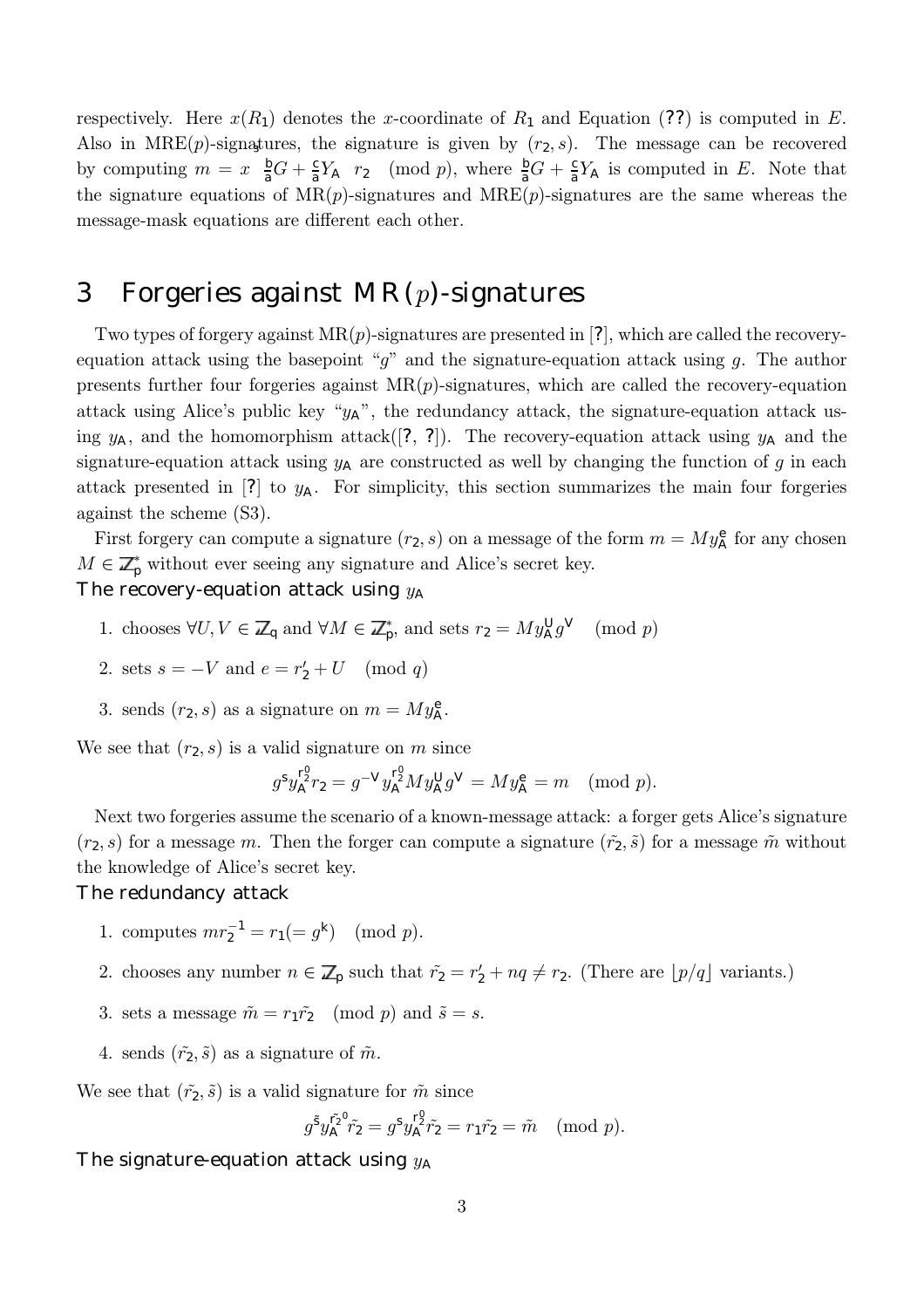respectively. Here $x(R_1)$ denotes the $x$-coordinate of $R_1$ and Equation (??) is computed in $E$. Also in MRE($p$)-signatures, the signature is given by $(r_2, s)$. The message can be recovered by computing $m = x\left(\frac{b}{a}G + \frac{c}{a}Y_A\right) r_2 \pmod p$, where $\frac{b}{a}G + \frac{c}{a}Y_A$ is computed in $E$. Note that the signature equations of MR($p$)-signatures and MRE($p$)-signatures are the same whereas the message-mask equations are different each other.

## 3 Forgeries against MR($p$)-signatures

Two types of forgery against MR($p$)-signatures are presented in [?], which are called the recovery-equation attack using the basepoint "$g$" and the signature-equation attack using $g$. The author presents further four forgeries against MR($p$)-signatures, which are called the recovery-equation attack using Alice's public key "$y_A$", the redundancy attack, the signature-equation attack using $y_A$, and the homomorphism attack([?, ?]). The recovery-equation attack using $y_A$ and the signature-equation attack using $y_A$ are constructed as well by changing the function of $g$ in each attack presented in [?] to $y_A$. For simplicity, this section summarizes the main four forgeries against the scheme (S3).

First forgery can compute a signature $(r_2, s)$ on a message of the form $m = My_A^e$ for any chosen $M \in \mathbb{Z}_p^*$ without ever seeing any signature and Alice's secret key.

**The recovery-equation attack using $y_A$**

1. chooses $\forall U, V \in \mathbb{Z}_q$ and $\forall M \in \mathbb{Z}_p^*$, and sets $r_2 = My_A^U g^V \pmod p$
2. sets $s = -V$ and $e = r_2' + U \pmod q$
3. sends $(r_2, s)$ as a signature on $m = My_A^e$.

We see that $(r_2, s)$ is a valid signature on $m$ since

$$g^s y_A^{r_2^0} r_2 = g^{-V} y_A^{r_2^0} My_A^U g^V = My_A^e = m \pmod p.$$

Next two forgeries assume the scenario of a known-message attack: a forger gets Alice's signature $(r_2, s)$ for a message $m$. Then the forger can compute a signature $(\tilde{r_2}, \tilde{s})$ for a message $\tilde{m}$ without the knowledge of Alice's secret key.

**The redundancy attack**

1. computes $mr_2^{-1} = r_1 (= g^k) \pmod p$.
2. chooses any number $n \in \mathbb{Z}_p$ such that $\tilde{r_2} = r_2' + nq \neq r_2$. (There are $\lfloor p/q \rfloor$ variants.)
3. sets a message $\tilde{m} = r_1 \tilde{r_2} \pmod p$ and $\tilde{s} = s$.
4. sends $(\tilde{r_2}, \tilde{s})$ as a signature of $\tilde{m}$.

We see that $(\tilde{r_2}, \tilde{s})$ is a valid signature for $\tilde{m}$ since

$$g^{\tilde{s}} y_A^{\tilde{r_2}^0} \tilde{r_2} = g^s y_A^{r_2^0} \tilde{r_2} = r_1 \tilde{r_2} = \tilde{m} \pmod p.$$

**The signature-equation attack using $y_A$**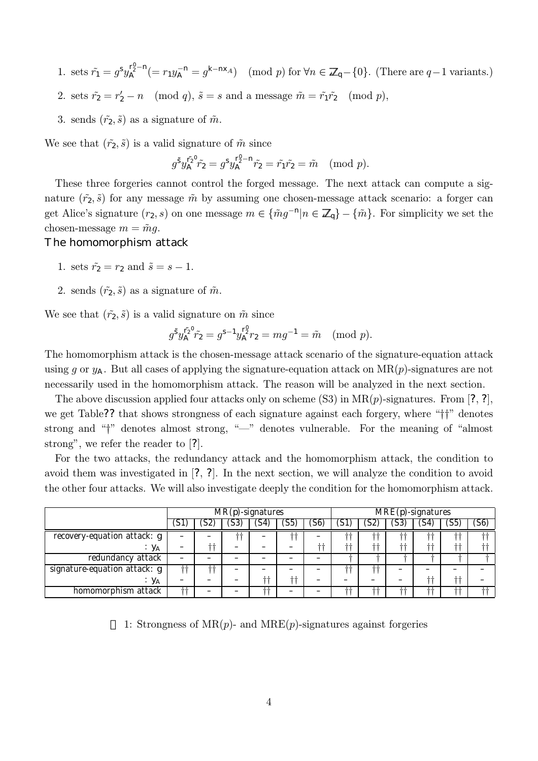1. sets $\tilde{r_1} = g^s y_A^{r_2^0 - n} (= r_1 y_A^{-n} = g^{k-nx_A}) \pmod p$ for $\forall n \in \mathbb{Z}_q - \{0\}$. (There are $q-1$ variants.)
2. sets $\tilde{r_2} = r_2' - n \pmod q$, $\tilde{s} = s$ and a message $\tilde{m} = \tilde{r_1}\tilde{r_2} \pmod p$,
3. sends $(\tilde{r_2}, \tilde{s})$ as a signature of $\tilde{m}$.

We see that $(\tilde{r_2}, \tilde{s})$ is a valid signature of $\tilde{m}$ since

$$g^{\tilde{s}} y_A^{\tilde{r_2}^0} \tilde{r_2} = g^s y_A^{r_2^0 - n} \tilde{r_2} = \tilde{r_1}\tilde{r_2} = \tilde{m} \pmod p.$$

These three forgeries cannot control the forged message. The next attack can compute a signature $(\tilde{r_2}, \tilde{s})$ for any message $\tilde{m}$ by assuming one chosen-message attack scenario: a forger can get Alice's signature $(r_2, s)$ on one message $m \in \{\tilde{m}g^{-n} | n \in \mathbb{Z}_q\} - \{\tilde{m}\}$. For simplicity we set the chosen-message $m = \tilde{m}g$.

**The homomorphism attack**

1. sets $\tilde{r_2} = r_2$ and $\tilde{s} = s - 1$.
2. sends $(\tilde{r_2}, \tilde{s})$ as a signature of $\tilde{m}$.

We see that $(\tilde{r_2}, \tilde{s})$ is a valid signature on $\tilde{m}$ since

$$g^{\tilde{s}} y_A^{\tilde{r_2}^0} \tilde{r_2} = g^{s-1} y_A^{r_2^0} r_2 = mg^{-1} = \tilde{m} \pmod p.$$

The homomorphism attack is the chosen-message attack scenario of the signature-equation attack using $g$ or $y_A$. But all cases of applying the signature-equation attack on MR($p$)-signatures are not necessarily used in the homomorphism attack. The reason will be analyzed in the next section.

The above discussion applied four attacks only on scheme (S3) in MR($p$)-signatures. From [?, ?], we get Table?? that shows strongness of each signature against each forgery, where "††" denotes strong and "†" denotes almost strong, "—" denotes vulnerable. For the meaning of "almost strong", we refer the reader to [?].

For the two attacks, the redundancy attack and the homomorphism attack, the condition to avoid them was investigated in [?, ?]. In the next section, we will analyze the condition to avoid the other four attacks. We will also investigate deeply the condition for the homomorphism attack.

| | MR($p$)-signatures | | | | | | MRE($p$)-signatures | | | | | |
|---|---|---|---|---|---|---|---|---|---|---|---|---|
| | (S1) | (S2) | (S3) | (S4) | (S5) | (S6) | (S1) | (S2) | (S3) | (S4) | (S5) | (S6) |
| recovery-equation attack: $g$ | – | – | †† | – | †† | – | †† | †† | †† | †† | †† | †† |
| : $y_A$ | – | †† | – | – | – | †† | †† | †† | †† | †† | †† | †† |
| redundancy attack | – | – | – | – | – | – | † | † | † | † | † | † |
| signature-equation attack: $g$ | †† | †† | – | – | – | – | †† | †† | – | – | – | – |
| : $y_A$ | – | – | – | †† | †† | – | – | – | – | †† | †† | – |
| homomorphism attack | †† | – | – | †† | – | – | †† | †† | †† | †† | †† | †† |

1: Strongness of MR($p$)- and MRE($p$)-signatures against forgeries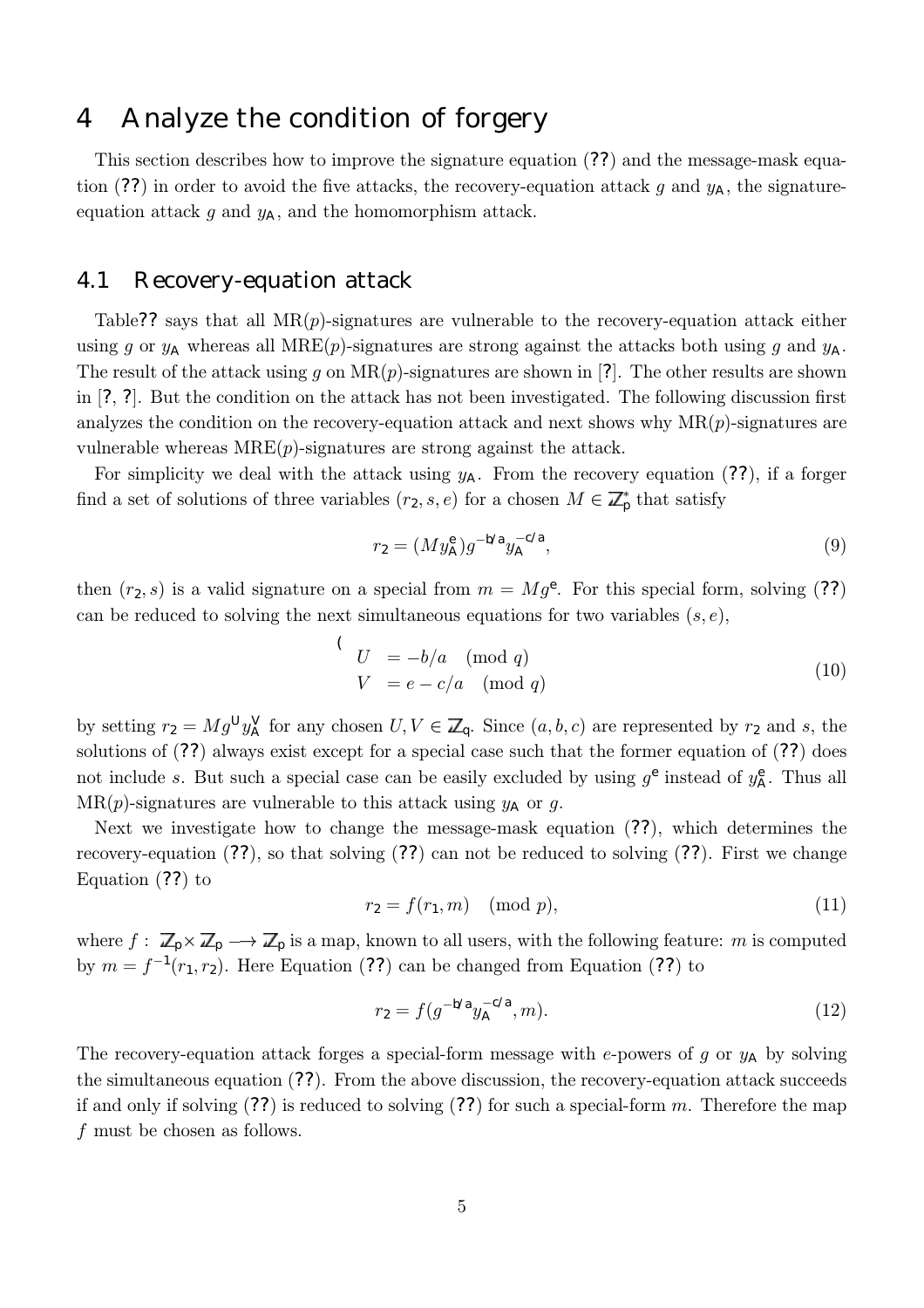# 4 Analyze the condition of forgery

This section describes how to improve the signature equation (**??**) and the message-mask equation (**??**) in order to avoid the five attacks, the recovery-equation attack $g$ and $y_A$, the signature-equation attack $g$ and $y_A$, and the homomorphism attack.

## 4.1 Recovery-equation attack

Table**??** says that all MR($p$)-signatures are vulnerable to the recovery-equation attack either using $g$ or $y_A$ whereas all MRE($p$)-signatures are strong against the attacks both using $g$ and $y_A$. The result of the attack using $g$ on MR($p$)-signatures are shown in [**?**]. The other results are shown in [**?**, **?**]. But the condition on the attack has not been investigated. The following discussion first analyzes the condition on the recovery-equation attack and next shows why MR($p$)-signatures are vulnerable whereas MRE($p$)-signatures are strong against the attack.

For simplicity we deal with the attack using $y_A$. From the recovery equation (**??**), if a forger find a set of solutions of three variables $(r_2, s, e)$ for a chosen $M \in \mathbb{Z}_p^*$ that satisfy

$$r_2 = (My_A^e)g^{-b/a}y_A^{-c/a}, \tag{9}$$

then $(r_2, s)$ is a valid signature on a special from $m = Mg^e$. For this special form, solving (**??**) can be reduced to solving the next simultaneous equations for two variables $(s, e)$,

$$\begin{cases} U &= -b/a \pmod q \\ V &= e - c/a \pmod q \end{cases} \tag{10}$$

by setting $r_2 = Mg^U y_A^V$ for any chosen $U, V \in \mathbb{Z}_q$. Since $(a, b, c)$ are represented by $r_2$ and $s$, the solutions of (**??**) always exist except for a special case such that the former equation of (**??**) does not include $s$. But such a special case can be easily excluded by using $g^e$ instead of $y_A^e$. Thus all MR($p$)-signatures are vulnerable to this attack using $y_A$ or $g$.

Next we investigate how to change the message-mask equation (**??**), which determines the recovery-equation (**??**), so that solving (**??**) can not be reduced to solving (**??**). First we change Equation (**??**) to

$$r_2 = f(r_1, m) \pmod p, \tag{11}$$

where $f : \mathbb{Z}_p \times \mathbb{Z}_p \longrightarrow \mathbb{Z}_p$ is a map, known to all users, with the following feature: $m$ is computed by $m = f^{-1}(r_1, r_2)$. Here Equation (**??**) can be changed from Equation (**??**) to

$$r_2 = f(g^{-b/a}y_A^{-c/a}, m). \tag{12}$$

The recovery-equation attack forges a special-form message with $e$-powers of $g$ or $y_A$ by solving the simultaneous equation (**??**). From the above discussion, the recovery-equation attack succeeds if and only if solving (**??**) is reduced to solving (**??**) for such a special-form $m$. Therefore the map $f$ must be chosen as follows.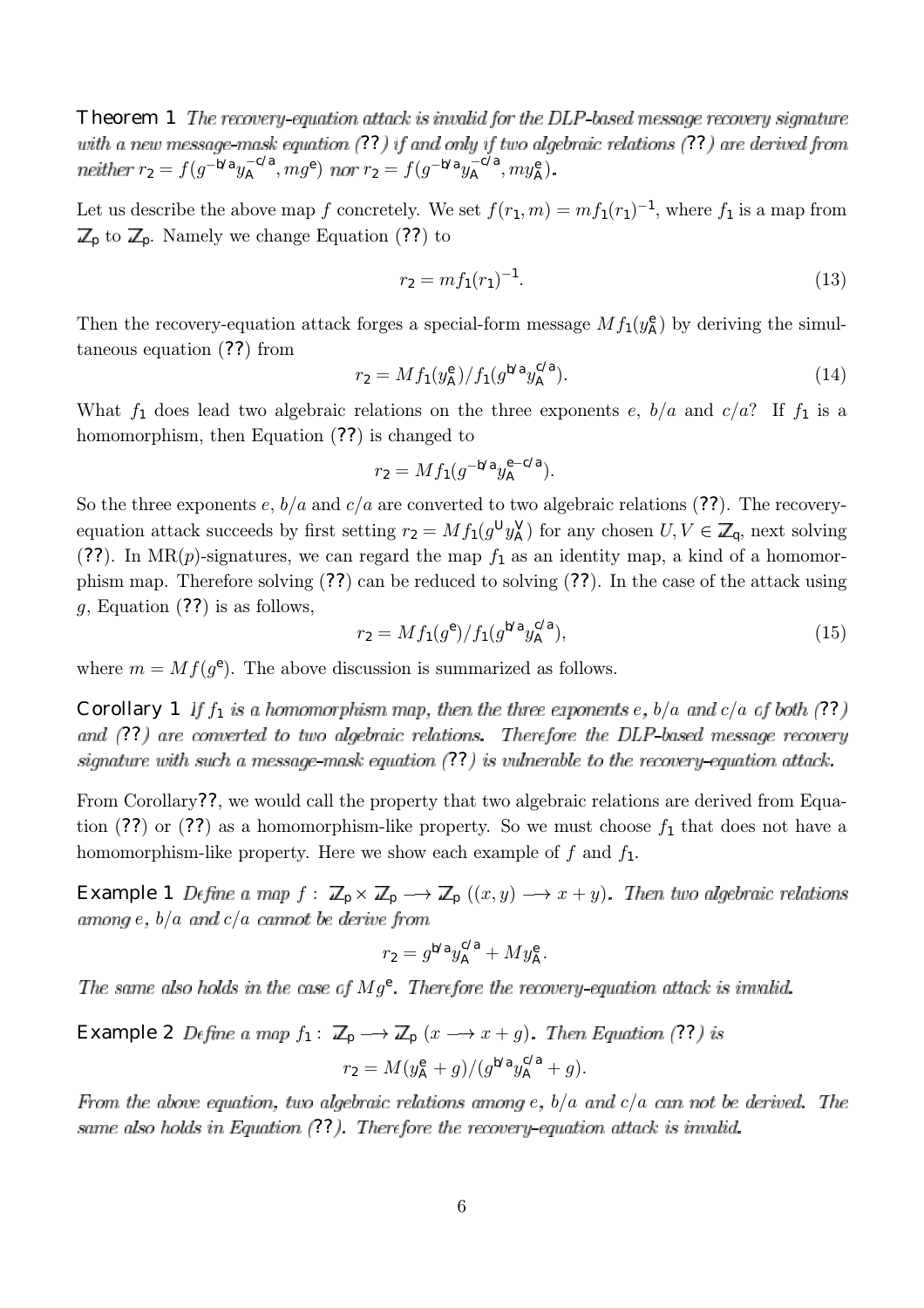**Theorem 1** *The recovery-equation attack is invalid for the DLP-based message recovery signature with a new message-mask equation (??) if and only if two algebraic relations (??) are derived from neither $r_2 = f(g^{-b/a}y_A^{-c/a}, mg^e)$ nor $r_2 = f(g^{-b/a}y_A^{-c/a}, my_A^e)$.*

Let us describe the above map $f$ concretely. We set $f(r_1, m) = mf_1(r_1)^{-1}$, where $f_1$ is a map from $\mathbb{Z}_p$ to $\mathbb{Z}_p$. Namely we change Equation (??) to

$$r_2 = mf_1(r_1)^{-1}. \tag{13}$$

Then the recovery-equation attack forges a special-form message $Mf_1(y_A^e)$ by deriving the simultaneous equation (??) from

$$r_2 = Mf_1(y_A^e)/f_1(g^{b/a}y_A^{c/a}). \tag{14}$$

What $f_1$ does lead two algebraic relations on the three exponents $e$, $b/a$ and $c/a$? If $f_1$ is a homomorphism, then Equation (??) is changed to

$$r_2 = Mf_1(g^{-b/a}y_A^{e-c/a}).$$

So the three exponents $e$, $b/a$ and $c/a$ are converted to two algebraic relations (??). The recovery-equation attack succeeds by first setting $r_2 = Mf_1(g^U y_A^V)$ for any chosen $U, V \in \mathbb{Z}_q$, next solving (??). In MR($p$)-signatures, we can regard the map $f_1$ as an identity map, a kind of a homomorphism map. Therefore solving (??) can be reduced to solving (??). In the case of the attack using $g$, Equation (??) is as follows,

$$r_2 = Mf_1(g^e)/f_1(g^{b/a}y_A^{c/a}), \tag{15}$$

where $m = Mf(g^e)$. The above discussion is summarized as follows.

**Corollary 1** *If $f_1$ is a homomorphism map, then the three exponents $e$, $b/a$ and $c/a$ of both (??) and (??) are converted to two algebraic relations. Therefore the DLP-based message recovery signature with such a message-mask equation (??) is vulnerable to the recovery-equation attack.*

From Corollary??, we would call the property that two algebraic relations are derived from Equation (??) or (??) as a homomorphism-like property. So we must choose $f_1$ that does not have a homomorphism-like property. Here we show each example of $f$ and $f_1$.

**Example 1** *Define a map $f: \mathbb{Z}_p \times \mathbb{Z}_p \longrightarrow \mathbb{Z}_p$ $((x, y) \longrightarrow x + y)$. Then two algebraic relations among $e$, $b/a$ and $c/a$ cannot be derive from*

$$r_2 = g^{b/a}y_A^{c/a} + My_A^e.$$

*The same also holds in the case of $Mg^e$. Therefore the recovery-equation attack is invalid.*

**Example 2** *Define a map $f_1: \mathbb{Z}_p \longrightarrow \mathbb{Z}_p$ $(x \longrightarrow x + g)$. Then Equation (??) is*

$$r_2 = M(y_A^e + g)/(g^{b/a}y_A^{c/a} + g).$$

*From the above equation, two algebraic relations among $e$, $b/a$ and $c/a$ can not be derived. The same also holds in Equation (??). Therefore the recovery-equation attack is invalid.*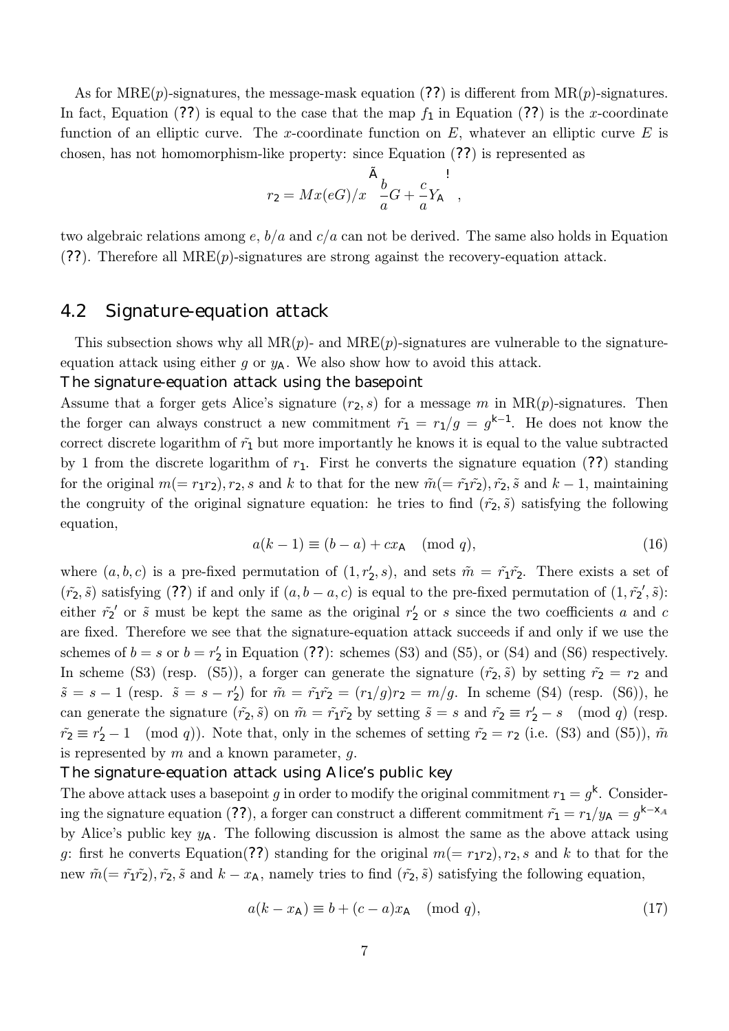As for MRE($p$)-signatures, the message-mask equation (??) is different from MR($p$)-signatures. In fact, Equation (??) is equal to the case that the map $f_1$ in Equation (??) is the $x$-coordinate function of an elliptic curve. The $x$-coordinate function on $E$, whatever an elliptic curve $E$ is chosen, has not homomorphism-like property: since Equation (??) is represented as

$$r_2 = Mx(eG)/x\left(\frac{b}{a}G + \frac{c}{a}Y_A\right),$$

two algebraic relations among $e$, $b/a$ and $c/a$ can not be derived. The same also holds in Equation (??). Therefore all MRE($p$)-signatures are strong against the recovery-equation attack.

## 4.2 Signature-equation attack

This subsection shows why all MR($p$)- and MRE($p$)-signatures are vulnerable to the signature-equation attack using either $g$ or $y_A$. We also show how to avoid this attack.

**The signature-equation attack using the basepoint**

Assume that a forger gets Alice's signature $(r_2, s)$ for a message $m$ in MR($p$)-signatures. Then the forger can always construct a new commitment $\tilde{r_1} = r_1/g = g^{k-1}$. He does not know the correct discrete logarithm of $\tilde{r_1}$ but more importantly he knows it is equal to the value subtracted by 1 from the discrete logarithm of $r_1$. First he converts the signature equation (??) standing for the original $m(= r_1 r_2), r_2, s$ and $k$ to that for the new $\tilde{m}(= \tilde{r_1}\tilde{r_2}), \tilde{r_2}, \tilde{s}$ and $k-1$, maintaining the congruity of the original signature equation: he tries to find $(\tilde{r_2}, \tilde{s})$ satisfying the following equation,

$$a(k-1) \equiv (b-a) + cx_A \pmod q, \tag{16}$$

where $(a, b, c)$ is a pre-fixed permutation of $(1, r_2', s)$, and sets $\tilde{m} = \tilde{r_1}\tilde{r_2}$. There exists a set of $(\tilde{r_2}, \tilde{s})$ satisfying (??) if and only if $(a, b-a, c)$ is equal to the pre-fixed permutation of $(1, \tilde{r_2}', \tilde{s})$: either $\tilde{r_2}'$ or $\tilde{s}$ must be kept the same as the original $r_2'$ or $s$ since the two coefficients $a$ and $c$ are fixed. Therefore we see that the signature-equation attack succeeds if and only if we use the schemes of $b = s$ or $b = r_2'$ in Equation (??): schemes (S3) and (S5), or (S4) and (S6) respectively. In scheme (S3) (resp. (S5)), a forger can generate the signature $(\tilde{r_2}, \tilde{s})$ by setting $\tilde{r_2} = r_2$ and $\tilde{s} = s - 1$ (resp. $\tilde{s} = s - r_2'$) for $\tilde{m} = \tilde{r_1}\tilde{r_2} = (r_1/g)r_2 = m/g$. In scheme (S4) (resp. (S6)), he can generate the signature $(\tilde{r_2}, \tilde{s})$ on $\tilde{m} = \tilde{r_1}\tilde{r_2}$ by setting $\tilde{s} = s$ and $\tilde{r_2} \equiv r_2' - s \pmod q$ (resp. $\tilde{r_2} \equiv r_2' - 1 \pmod q$). Note that, only in the schemes of setting $\tilde{r_2} = r_2$ (i.e. (S3) and (S5)), $\tilde{m}$ is represented by $m$ and a known parameter, $g$.

**The signature-equation attack using Alice's public key**

The above attack uses a basepoint $g$ in order to modify the original commitment $r_1 = g^k$. Considering the signature equation (??), a forger can construct a different commitment $\tilde{r_1} = r_1/y_A = g^{k-x_A}$ by Alice's public key $y_A$. The following discussion is almost the same as the above attack using $g$: first he converts Equation(??) standing for the original $m(= r_1 r_2), r_2, s$ and $k$ to that for the new $\tilde{m}(= \tilde{r_1}\tilde{r_2}), \tilde{r_2}, \tilde{s}$ and $k - x_A$, namely tries to find $(\tilde{r_2}, \tilde{s})$ satisfying the following equation,

$$a(k - x_A) \equiv b + (c-a)x_A \pmod q, \tag{17}$$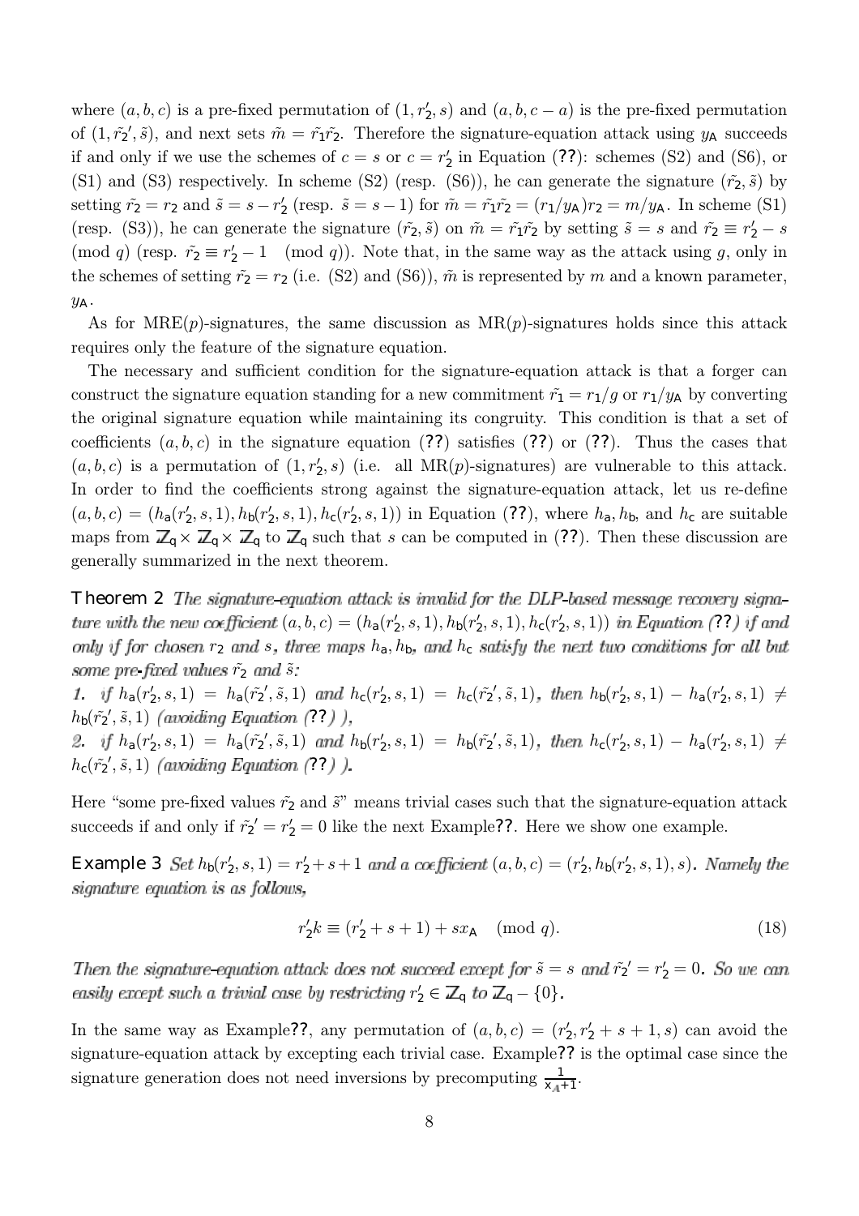where $(a,b,c)$ is a pre-fixed permutation of $(1, r_2', s)$ and $(a, b, c-a)$ is the pre-fixed permutation of $(1, \tilde{r_2}', \tilde{s})$, and next sets $\tilde{m} = \tilde{r_1}\tilde{r_2}$. Therefore the signature-equation attack using $y_A$ succeeds if and only if we use the schemes of $c = s$ or $c = r_2'$ in Equation (??): schemes (S2) and (S6), or (S1) and (S3) respectively. In scheme (S2) (resp. (S6)), he can generate the signature $(\tilde{r_2}, \tilde{s})$ by setting $\tilde{r_2} = r_2$ and $\tilde{s} = s - r_2'$ (resp. $\tilde{s} = s - 1$) for $\tilde{m} = \tilde{r_1}\tilde{r_2} = (r_1/y_A)r_2 = m/y_A$. In scheme (S1) (resp. (S3)), he can generate the signature $(\tilde{r_2}, \tilde{s})$ on $\tilde{m} = \tilde{r_1}\tilde{r_2}$ by setting $\tilde{s} = s$ and $\tilde{r_2} \equiv r_2' - s \pmod q$ (resp. $\tilde{r_2} \equiv r_2' - 1 \pmod q$). Note that, in the same way as the attack using $g$, only in the schemes of setting $\tilde{r_2} = r_2$ (i.e. (S2) and (S6)), $\tilde{m}$ is represented by $m$ and a known parameter, $y_A$.

As for MRE($p$)-signatures, the same discussion as MR($p$)-signatures holds since this attack requires only the feature of the signature equation.

The necessary and sufficient condition for the signature-equation attack is that a forger can construct the signature equation standing for a new commitment $\tilde{r_1} = r_1/g$ or $r_1/y_A$ by converting the original signature equation while maintaining its congruity. This condition is that a set of coefficients $(a,b,c)$ in the signature equation (??) satisfies (??) or (??). Thus the cases that $(a,b,c)$ is a permutation of $(1, r_2', s)$ (i.e. all MR($p$)-signatures) are vulnerable to this attack. In order to find the coefficients strong against the signature-equation attack, let us re-define $(a,b,c) = (h_a(r_2', s, 1), h_b(r_2', s, 1), h_c(r_2', s, 1))$ in Equation (??), where $h_a$, $h_b$, and $h_c$ are suitable maps from $\mathbb{Z}_q \times \mathbb{Z}_q \times \mathbb{Z}_q$ to $\mathbb{Z}_q$ such that $s$ can be computed in (??). Then these discussion are generally summarized in the next theorem.

**Theorem 2** *The signature-equation attack is invalid for the DLP-based message recovery signature with the new coefficient $(a,b,c) = (h_a(r_2', s, 1), h_b(r_2', s, 1), h_c(r_2', s, 1))$ in Equation (??) if and only if for chosen $r_2$ and $s$, three maps $h_a$, $h_b$, and $h_c$ satisfy the next two conditions for all but some pre-fixed values $\tilde{r_2}$ and $\tilde{s}$:*

*1. if $h_a(r_2', s, 1) = h_a(\tilde{r_2}', \tilde{s}, 1)$ and $h_c(r_2', s, 1) = h_c(\tilde{r_2}', \tilde{s}, 1)$, then $h_b(r_2', s, 1) - h_a(r_2', s, 1) \neq h_b(\tilde{r_2}', \tilde{s}, 1)$ (avoiding Equation (??) ),*

*2. if $h_a(r_2', s, 1) = h_a(\tilde{r_2}', \tilde{s}, 1)$ and $h_b(r_2', s, 1) = h_b(\tilde{r_2}', \tilde{s}, 1)$, then $h_c(r_2', s, 1) - h_a(r_2', s, 1) \neq h_c(\tilde{r_2}', \tilde{s}, 1)$ (avoiding Equation (??) ).*

Here "some pre-fixed values $\tilde{r_2}$ and $\tilde{s}$" means trivial cases such that the signature-equation attack succeeds if and only if $\tilde{r_2}' = r_2' = 0$ like the next Example??. Here we show one example.

**Example 3** *Set $h_b(r_2', s, 1) = r_2' + s + 1$ and a coefficient $(a,b,c) = (r_2', h_b(r_2', s, 1), s)$. Namely the signature equation is as follows,*

$$r_2' k \equiv (r_2' + s + 1) + s x_A \pmod q. \tag{18}$$

*Then the signature-equation attack does not succeed except for $\tilde{s} = s$ and $\tilde{r_2}' = r_2' = 0$. So we can easily except such a trivial case by restricting $r_2' \in \mathbb{Z}_q$ to $\mathbb{Z}_q - \{0\}$.*

In the same way as Example??, any permutation of $(a,b,c) = (r_2', r_2' + s + 1, s)$ can avoid the signature-equation attack by excepting each trivial case. Example?? is the optimal case since the signature generation does not need inversions by precomputing $\frac{1}{x_A+1}$.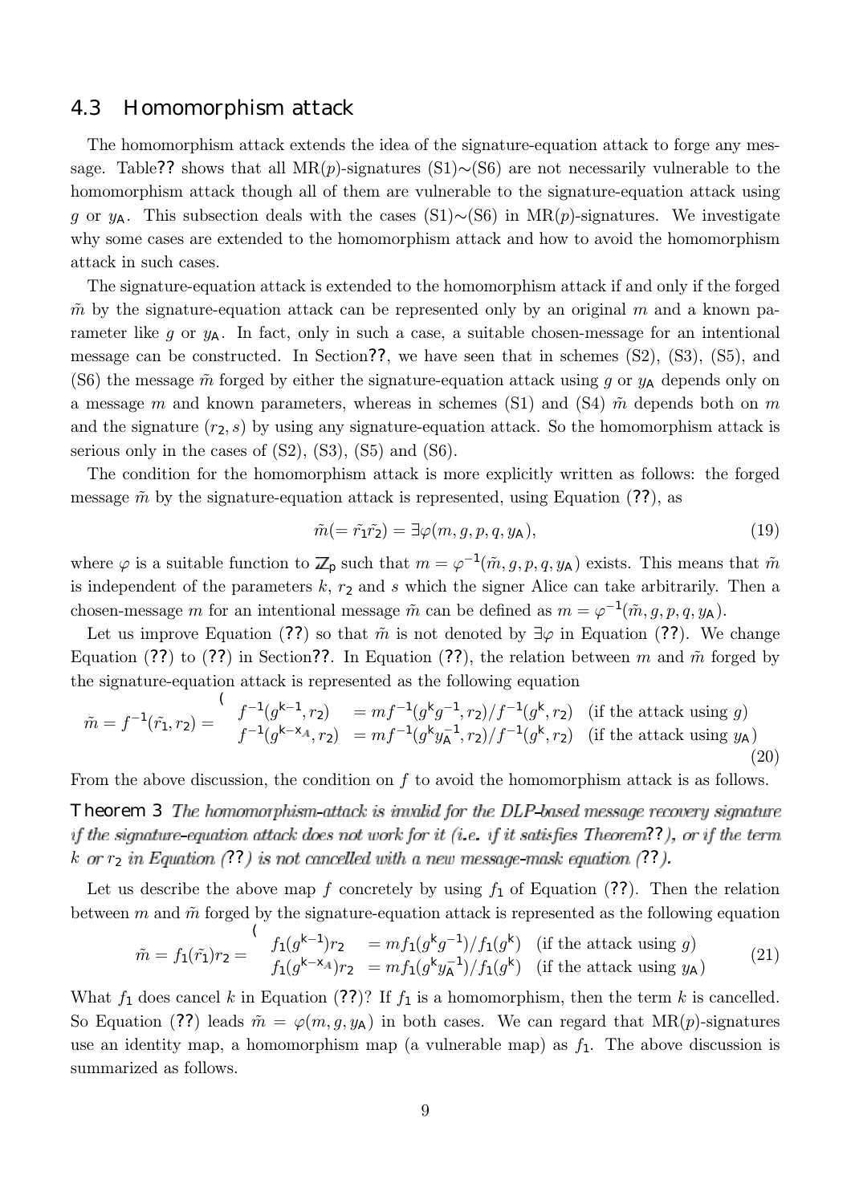## 4.3 Homomorphism attack

The homomorphism attack extends the idea of the signature-equation attack to forge any message. Table?? shows that all MR($p$)-signatures (S1)$\sim$(S6) are not necessarily vulnerable to the homomorphism attack though all of them are vulnerable to the signature-equation attack using $g$ or $y_A$. This subsection deals with the cases (S1)$\sim$(S6) in MR($p$)-signatures. We investigate why some cases are extended to the homomorphism attack and how to avoid the homomorphism attack in such cases.

The signature-equation attack is extended to the homomorphism attack if and only if the forged $\tilde{m}$ by the signature-equation attack can be represented only by an original $m$ and a known parameter like $g$ or $y_A$. In fact, only in such a case, a suitable chosen-message for an intentional message can be constructed. In Section??, we have seen that in schemes (S2), (S3), (S5), and (S6) the message $\tilde{m}$ forged by either the signature-equation attack using $g$ or $y_A$ depends only on a message $m$ and known parameters, whereas in schemes (S1) and (S4) $\tilde{m}$ depends both on $m$ and the signature $(r_2, s)$ by using any signature-equation attack. So the homomorphism attack is serious only in the cases of (S2), (S3), (S5) and (S6).

The condition for the homomorphism attack is more explicitly written as follows: the forged message $\tilde{m}$ by the signature-equation attack is represented, using Equation (??), as

$$\tilde{m}(=\tilde{r_1}\tilde{r_2}) = \exists\varphi(m, g, p, q, y_A), \tag{19}$$

where $\varphi$ is a suitable function to $\mathbb{Z}_p$ such that $m = \varphi^{-1}(\tilde{m}, g, p, q, y_A)$ exists. This means that $\tilde{m}$ is independent of the parameters $k$, $r_2$ and $s$ which the signer Alice can take arbitrarily. Then a chosen-message $m$ for an intentional message $\tilde{m}$ can be defined as $m = \varphi^{-1}(\tilde{m}, g, p, q, y_A)$.

Let us improve Equation (??) so that $\tilde{m}$ is not denoted by $\exists\varphi$ in Equation (??). We change Equation (??) to (??) in Section??. In Equation (??), the relation between $m$ and $\tilde{m}$ forged by the signature-equation attack is represented as the following equation

$$\tilde{m} = f^{-1}(\tilde{r_1}, r_2) = \begin{cases} f^{-1}(g^{k-1}, r_2) & = mf^{-1}(g^k g^{-1}, r_2)/f^{-1}(g^k, r_2) \quad \text{(if the attack using } g\text{)} \\ f^{-1}(g^{k-x_A}, r_2) & = mf^{-1}(g^k y_A^{-1}, r_2)/f^{-1}(g^k, r_2) \quad \text{(if the attack using } y_A\text{)} \end{cases} \tag{20}$$

From the above discussion, the condition on $f$ to avoid the homomorphism attack is as follows.

**Theorem 3** *The homomorphism-attack is invalid for the DLP-based message recovery signature if the signature-equation attack does not work for it (i.e. if it satisfies Theorem??), or if the term $k$ or $r_2$ in Equation (??) is not cancelled with a new message-mask equation (??).*

Let us describe the above map $f$ concretely by using $f_1$ of Equation (??). Then the relation between $m$ and $\tilde{m}$ forged by the signature-equation attack is represented as the following equation

$$\tilde{m} = f_1(\tilde{r_1})r_2 = \begin{cases} f_1(g^{k-1})r_2 & = mf_1(g^k g^{-1})/f_1(g^k) \quad \text{(if the attack using } g\text{)} \\ f_1(g^{k-x_A})r_2 & = mf_1(g^k y_A^{-1})/f_1(g^k) \quad \text{(if the attack using } y_A\text{)} \end{cases} \tag{21}$$

What $f_1$ does cancel $k$ in Equation (??)? If $f_1$ is a homomorphism, then the term $k$ is cancelled. So Equation (??) leads $\tilde{m} = \varphi(m, g, y_A)$ in both cases. We can regard that MR($p$)-signatures use an identity map, a homomorphism map (a vulnerable map) as $f_1$. The above discussion is summarized as follows.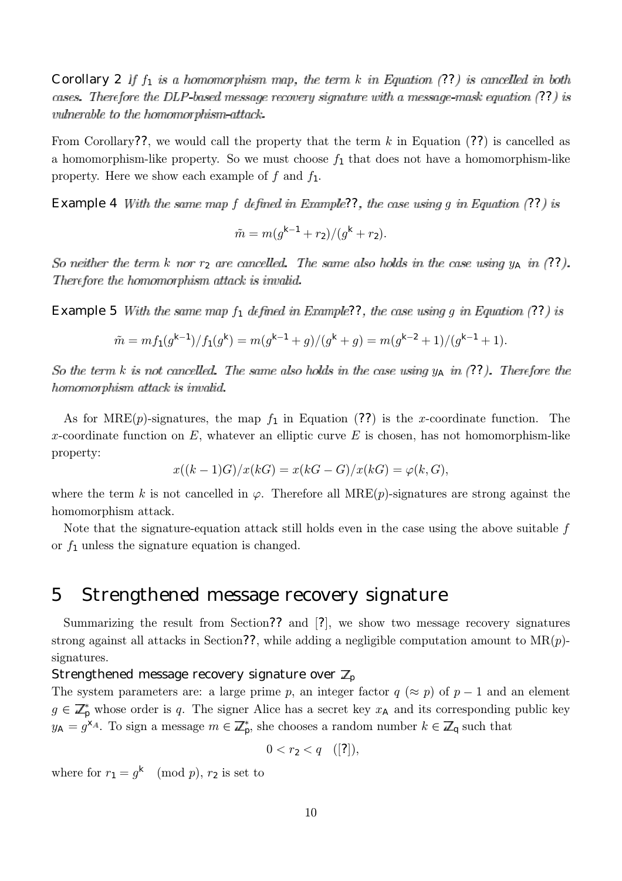**Corollary 2** *If $f_1$ is a homomorphism map, the term $k$ in Equation (??) is cancelled in both cases. Therefore the DLP-based message recovery signature with a message-mask equation (??) is vulnerable to the homomorphism-attack.*

From Corollary??, we would call the property that the term $k$ in Equation (??) is cancelled as a homomorphism-like property. So we must choose $f_1$ that does not have a homomorphism-like property. Here we show each example of $f$ and $f_1$.

**Example 4** *With the same map $f$ defined in Example??, the case using $g$ in Equation (??) is*

$$\tilde{m} = m(g^{k-1} + r_2)/(g^k + r_2).$$

*So neither the term $k$ nor $r_2$ are cancelled. The same also holds in the case using $y_A$ in (??). Therefore the homomorphism attack is invalid.*

**Example 5** *With the same map $f_1$ defined in Example??, the case using $g$ in Equation (??) is*

$$\tilde{m} = mf_1(g^{k-1})/f_1(g^k) = m(g^{k-1} + g)/(g^k + g) = m(g^{k-2} + 1)/(g^{k-1} + 1).$$

*So the term $k$ is not cancelled. The same also holds in the case using $y_A$ in (??). Therefore the homomorphism attack is invalid.*

As for MRE($p$)-signatures, the map $f_1$ in Equation (??) is the $x$-coordinate function. The $x$-coordinate function on $E$, whatever an elliptic curve $E$ is chosen, has not homomorphism-like property:

$$x((k-1)G)/x(kG) = x(kG - G)/x(kG) = \varphi(k, G),$$

where the term $k$ is not cancelled in $\varphi$. Therefore all MRE($p$)-signatures are strong against the homomorphism attack.

Note that the signature-equation attack still holds even in the case using the above suitable $f$ or $f_1$ unless the signature equation is changed.

# 5 Strengthened message recovery signature

Summarizing the result from Section?? and [?], we show two message recovery signatures strong against all attacks in Section??, while adding a negligible computation amount to MR($p$)-signatures.

### Strengthened message recovery signature over $\mathbb{Z}_p$

The system parameters are: a large prime $p$, an integer factor $q$ ($\approx p$) of $p-1$ and an element $g \in \mathbb{Z}_p^*$ whose order is $q$. The signer Alice has a secret key $x_A$ and its corresponding public key $y_A = g^{x_A}$. To sign a message $m \in \mathbb{Z}_p^*$, she chooses a random number $k \in \mathbb{Z}_q$ such that

$$0 < r_2 < q \quad ([?]),$$

where for $r_1 = g^k \pmod{p}$, $r_2$ is set to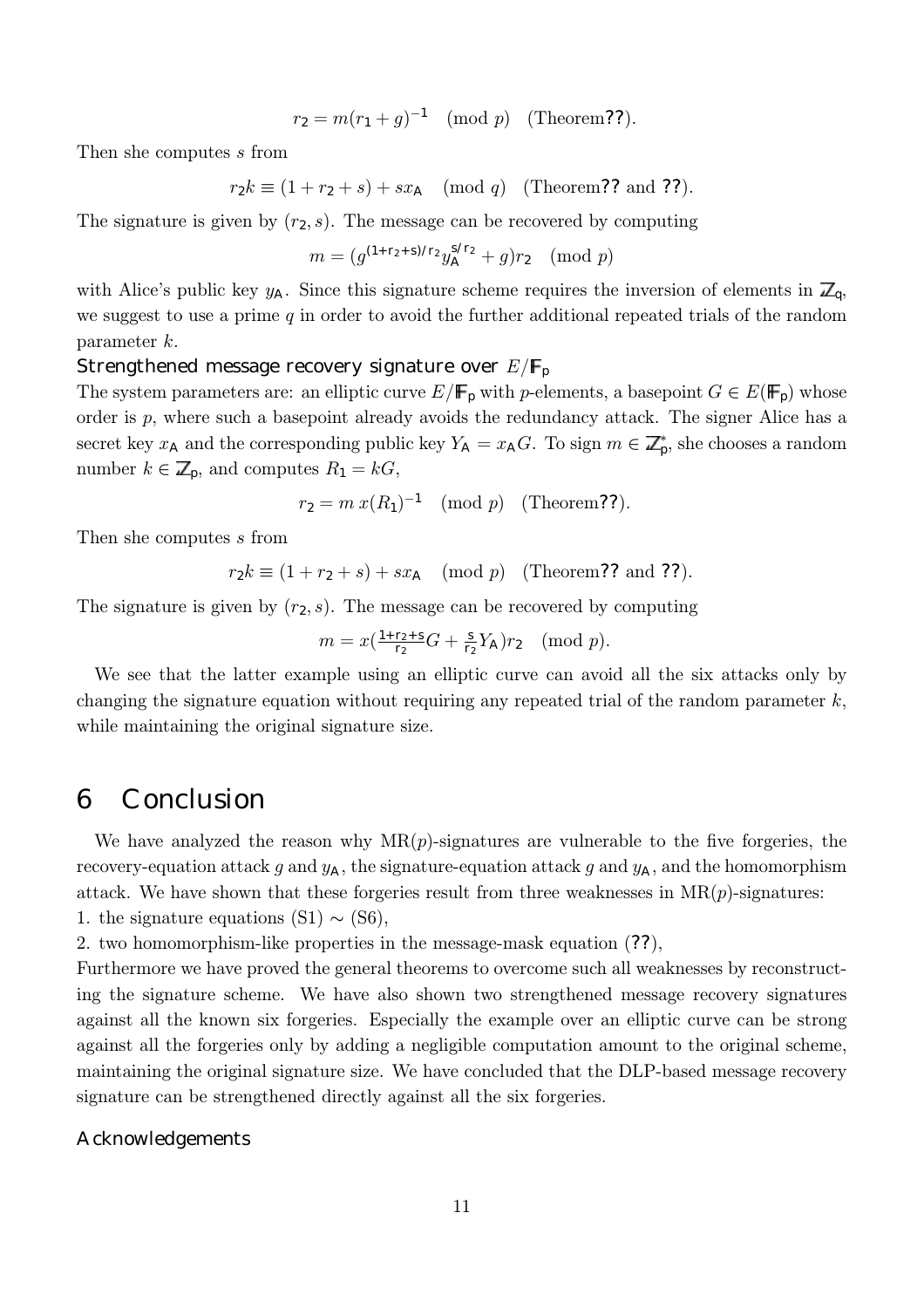$$r_2 = m(r_1 + g)^{-1} \pmod{p} \quad \text{(Theorem??)}.$$

Then she computes $s$ from

$$r_2 k \equiv (1 + r_2 + s) + s x_A \pmod{q} \quad \text{(Theorem?? and ??)}.$$

The signature is given by $(r_2, s)$. The message can be recovered by computing

$$m = (g^{(1+r_2+s)/r_2} y_A^{s/r_2} + g) r_2 \pmod{p}$$

with Alice's public key $y_A$. Since this signature scheme requires the inversion of elements in $\mathbb{Z}_q$, we suggest to use a prime $q$ in order to avoid the further additional repeated trials of the random parameter $k$.

### Strengthened message recovery signature over $E/\mathbb{F}_p$

The system parameters are: an elliptic curve $E/\mathbb{F}_p$ with $p$-elements, a basepoint $G \in E(\mathbb{F}_p)$ whose order is $p$, where such a basepoint already avoids the redundancy attack. The signer Alice has a secret key $x_A$ and the corresponding public key $Y_A = x_A G$. To sign $m \in \mathbb{Z}_p^*$, she chooses a random number $k \in \mathbb{Z}_p$, and computes $R_1 = kG$,

$$r_2 = m\, x(R_1)^{-1} \pmod{p} \quad \text{(Theorem??)}.$$

Then she computes $s$ from

$$r_2 k \equiv (1 + r_2 + s) + s x_A \pmod{p} \quad \text{(Theorem?? and ??)}.$$

The signature is given by $(r_2, s)$. The message can be recovered by computing

$$m = x\left(\frac{1+r_2+s}{r_2} G + \frac{s}{r_2} Y_A\right) r_2 \pmod{p}.$$

We see that the latter example using an elliptic curve can avoid all the six attacks only by changing the signature equation without requiring any repeated trial of the random parameter $k$, while maintaining the original signature size.

# 6 Conclusion

We have analyzed the reason why MR($p$)-signatures are vulnerable to the five forgeries, the recovery-equation attack $g$ and $y_A$, the signature-equation attack $g$ and $y_A$, and the homomorphism attack. We have shown that these forgeries result from three weaknesses in MR($p$)-signatures:

1. the signature equations (S1) $\sim$ (S6),
2. two homomorphism-like properties in the message-mask equation (??),

Furthermore we have proved the general theorems to overcome such all weaknesses by reconstructing the signature scheme. We have also shown two strengthened message recovery signatures against all the known six forgeries. Especially the example over an elliptic curve can be strong against all the forgeries only by adding a negligible computation amount to the original scheme, maintaining the original signature size. We have concluded that the DLP-based message recovery signature can be strengthened directly against all the six forgeries.

### Acknowledgements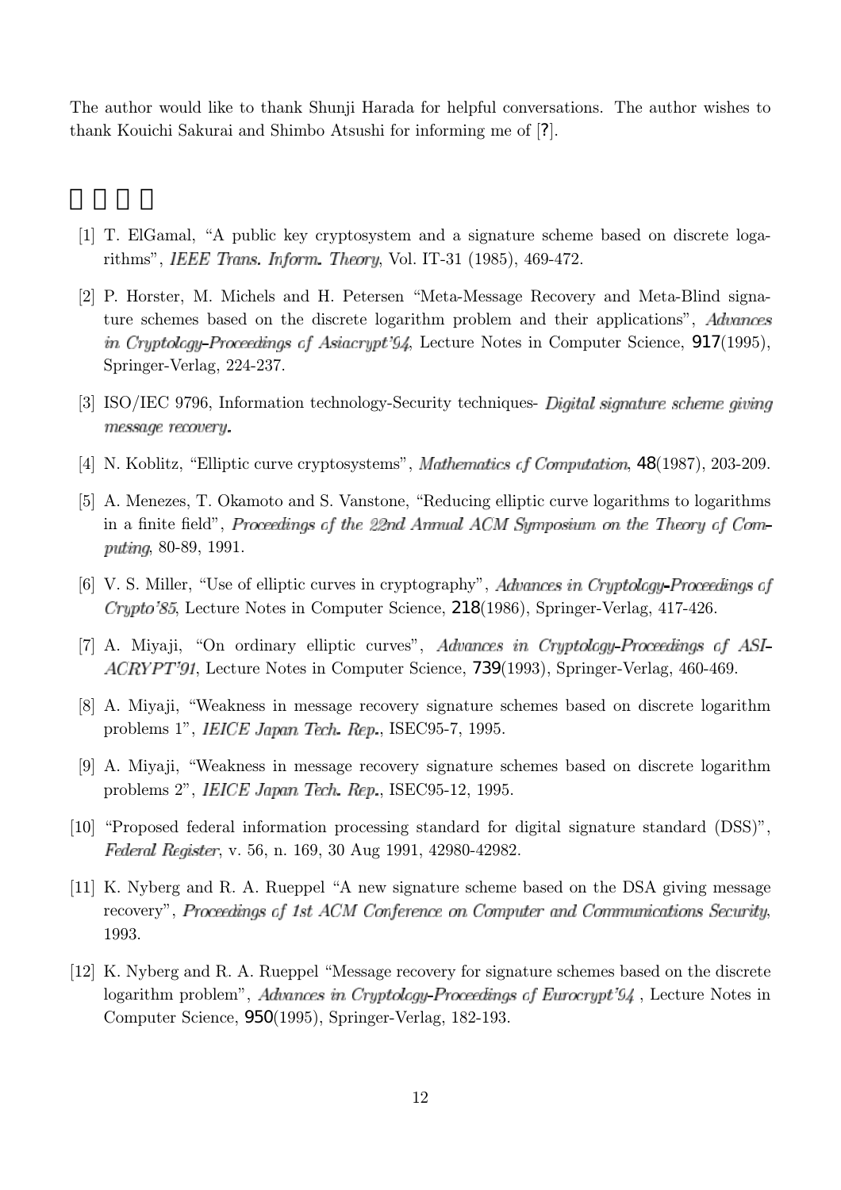The author would like to thank Shunji Harada for helpful conversations. The author wishes to thank Kouichi Sakurai and Shimbo Atsushi for informing me of [?].

## □□□□

[1] T. ElGamal, "A public key cryptosystem and a signature scheme based on discrete logarithms", *IEEE Trans. Inform. Theory*, Vol. IT-31 (1985), 469-472.

[2] P. Horster, M. Michels and H. Petersen "Meta-Message Recovery and Meta-Blind signature schemes based on the discrete logarithm problem and their applications", *Advances in Cryptology–Proceedings of Asiacrypt'94*, Lecture Notes in Computer Science, **917**(1995), Springer-Verlag, 224-237.

[3] ISO/IEC 9796, Information technology-Security techniques- *Digital signature scheme giving message recovery*.

[4] N. Koblitz, "Elliptic curve cryptosystems", *Mathematics of Computation*, **48**(1987), 203-209.

[5] A. Menezes, T. Okamoto and S. Vanstone, "Reducing elliptic curve logarithms to logarithms in a finite field", *Proceedings of the 22nd Annual ACM Symposium on the Theory of Computing*, 80-89, 1991.

[6] V. S. Miller, "Use of elliptic curves in cryptography", *Advances in Cryptology-Proceedings of Crypto'85*, Lecture Notes in Computer Science, **218**(1986), Springer-Verlag, 417-426.

[7] A. Miyaji, "On ordinary elliptic curves", *Advances in Cryptology-Proceedings of ASIACRYPT'91*, Lecture Notes in Computer Science, **739**(1993), Springer-Verlag, 460-469.

[8] A. Miyaji, "Weakness in message recovery signature schemes based on discrete logarithm problems 1", *IEICE Japan Tech. Rep.*, ISEC95-7, 1995.

[9] A. Miyaji, "Weakness in message recovery signature schemes based on discrete logarithm problems 2", *IEICE Japan Tech. Rep.*, ISEC95-12, 1995.

[10] "Proposed federal information processing standard for digital signature standard (DSS)", *Federal Register*, v. 56, n. 169, 30 Aug 1991, 42980-42982.

[11] K. Nyberg and R. A. Rueppel "A new signature scheme based on the DSA giving message recovery", *Proceedings of 1st ACM Conference on Computer and Communications Security*, 1993.

[12] K. Nyberg and R. A. Rueppel "Message recovery for signature schemes based on the discrete logarithm problem", *Advances in Cryptology-Proceedings of Eurocrypt'94* , Lecture Notes in Computer Science, **950**(1995), Springer-Verlag, 182-193.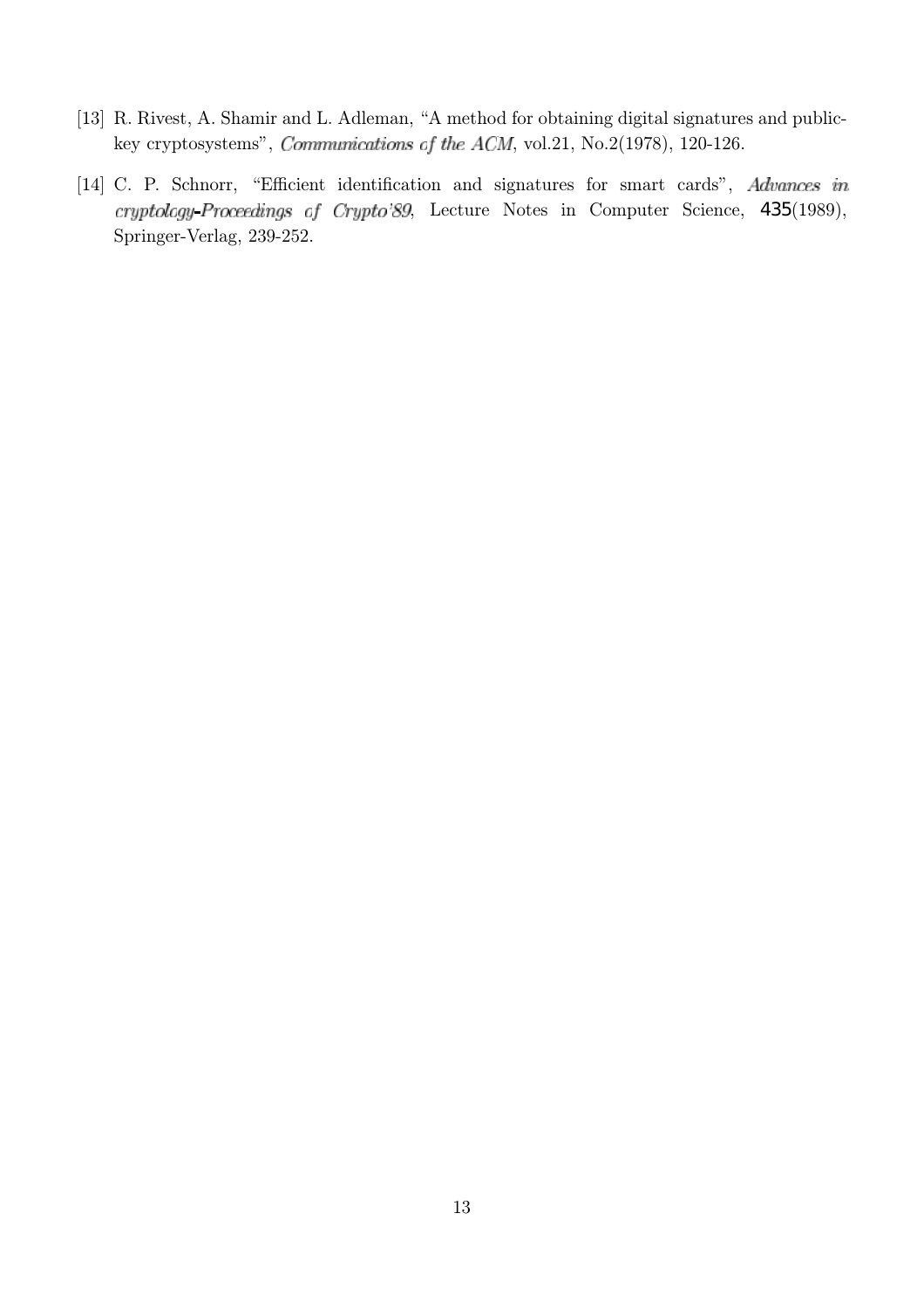[13] R. Rivest, A. Shamir and L. Adleman, "A method for obtaining digital signatures and public-key cryptosystems", *Communications of the ACM*, vol.21, No.2(1978), 120-126.

[14] C. P. Schnorr, "Efficient identification and signatures for smart cards", *Advances in cryptology-Proceedings of Crypto'89*, Lecture Notes in Computer Science, **435**(1989), Springer-Verlag, 239-252.